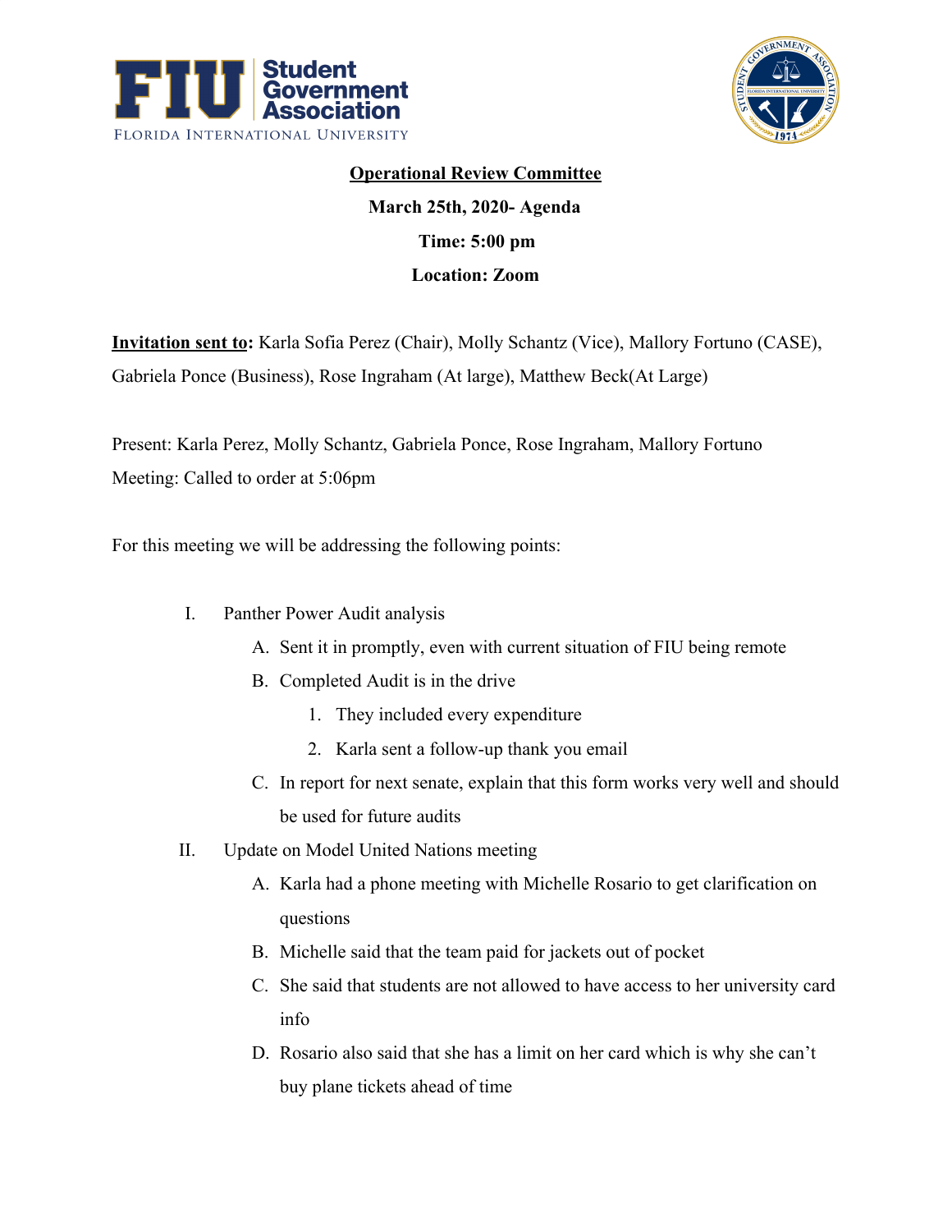**Operational Review Committee**

**March 25th, 2020- Agenda**

**Time: 5:00 pm**

**Location: Zoom**

**Invitation sent to:** Karla Sofia Perez (Chair), Molly Schantz (Vice), Mallory Fortuno (CASE), Gabriela Ponce (Business), Rose Ingraham (At large), Matthew Beck(At Large)

Present: Karla Perez, Molly Schantz, Gabriela Ponce, Rose Ingraham, Mallory Fortuno

Meeting: Called to order at 5:06pm

For this meeting we will be addressing the following points:

I. Panther Power Audit analysis
   A. Sent it in promptly, even with current situation of FIU being remote
   B. Completed Audit is in the drive
      1. They included every expenditure
      2. Karla sent a follow-up thank you email
   C. In report for next senate, explain that this form works very well and should be used for future audits

II. Update on Model United Nations meeting
   A. Karla had a phone meeting with Michelle Rosario to get clarification on questions
   B. Michelle said that the team paid for jackets out of pocket
   C. She said that students are not allowed to have access to her university card info
   D. Rosario also said that she has a limit on her card which is why she can't buy plane tickets ahead of time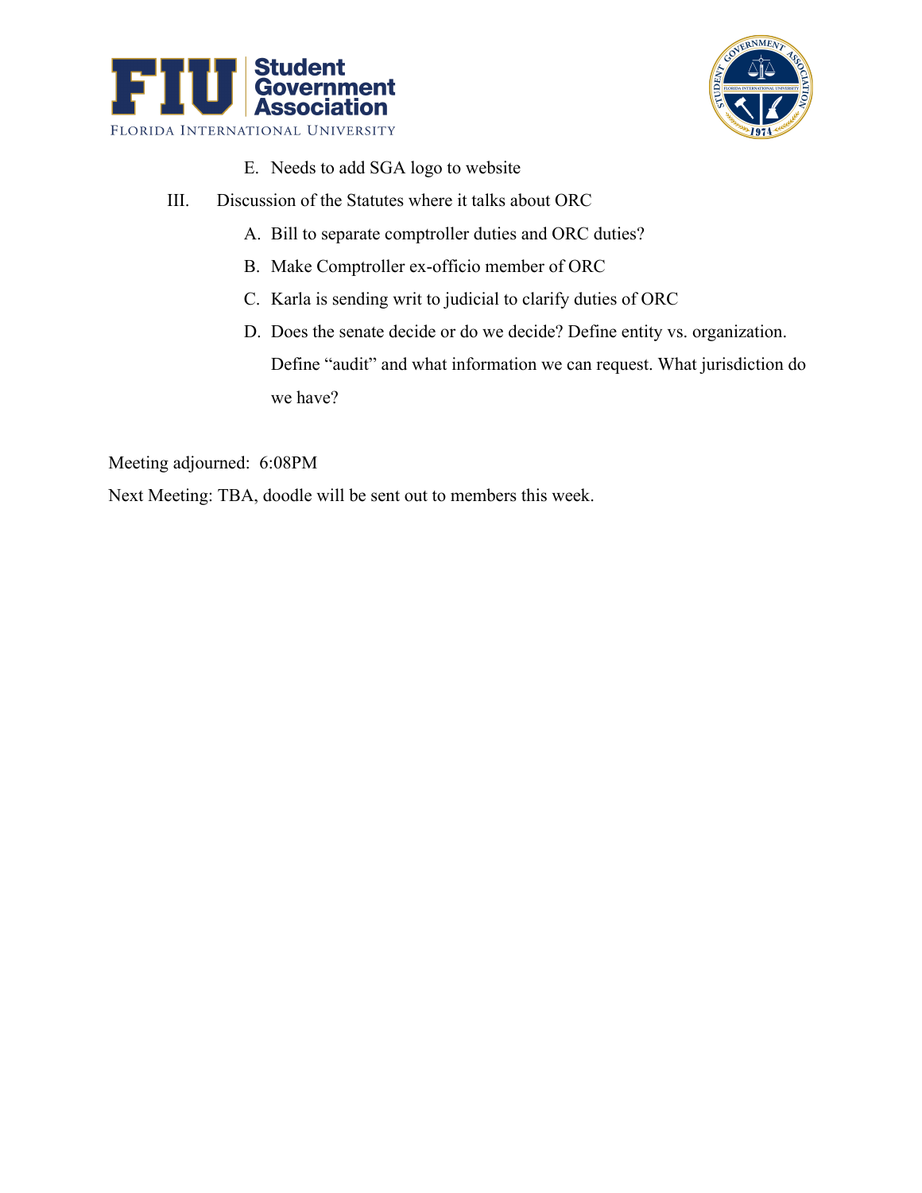E. Needs to add SGA logo to website

III. Discussion of the Statutes where it talks about ORC

A. Bill to separate comptroller duties and ORC duties?

B. Make Comptroller ex-officio member of ORC

C. Karla is sending writ to judicial to clarify duties of ORC

D. Does the senate decide or do we decide? Define entity vs. organization. Define "audit" and what information we can request. What jurisdiction do we have?

Meeting adjourned: 6:08PM

Next Meeting: TBA, doodle will be sent out to members this week.